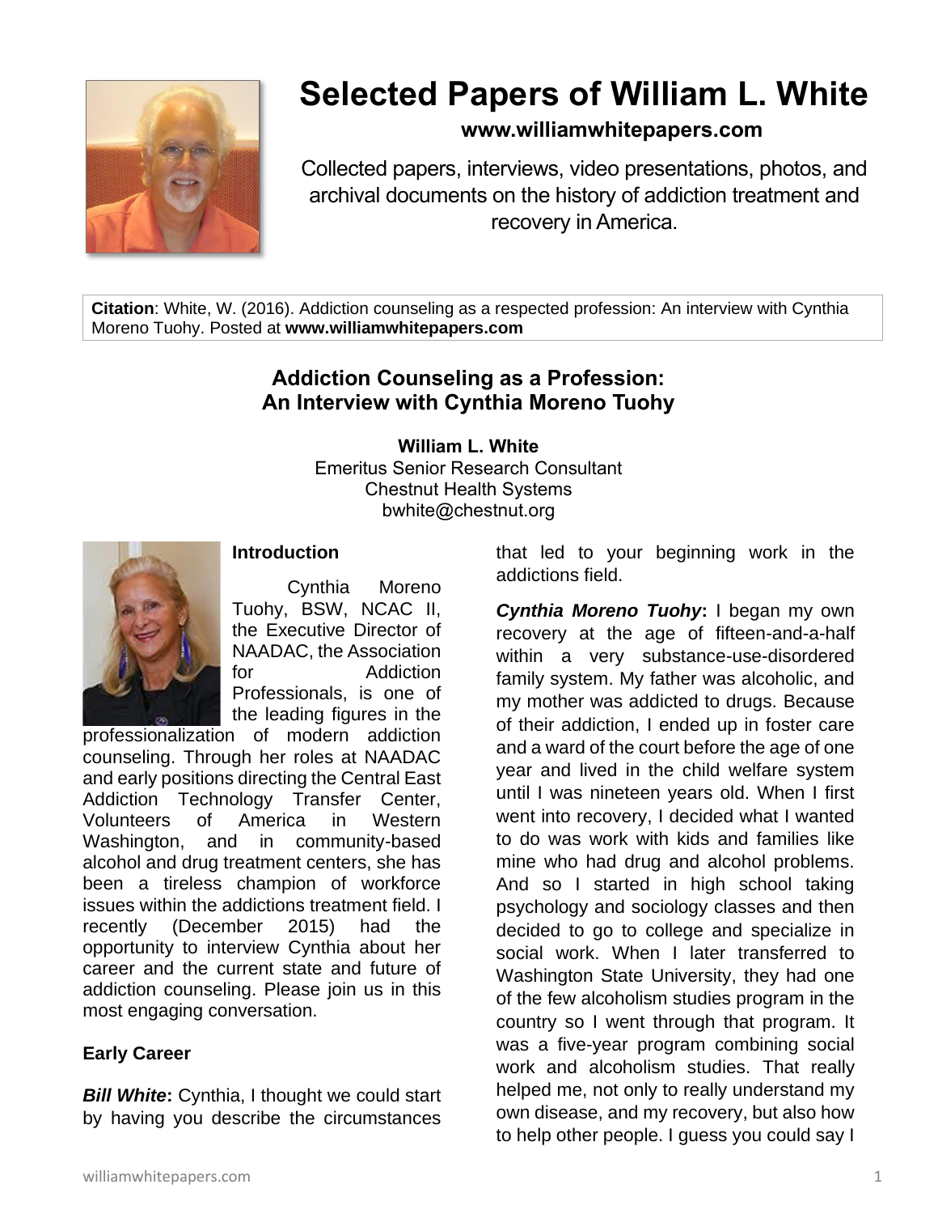# Selected Papers of William L. White

**www.williamwhitepapers.com**

Collected papers, interviews, video presentations, photos, and archival documents on the history of addiction treatment and recovery in America.

**Citation**: White, W. (2016). Addiction counseling as a respected profession: An interview with Cynthia Moreno Tuohy. Posted at **www.williamwhitepapers.com**

## Addiction Counseling as a Profession: An Interview with Cynthia Moreno Tuohy

**William L. White**
Emeritus Senior Research Consultant
Chestnut Health Systems
bwhite@chestnut.org

### Introduction

Cynthia Moreno Tuohy, BSW, NCAC II, the Executive Director of NAADAC, the Association for Addiction Professionals, is one of the leading figures in the professionalization of modern addiction counseling. Through her roles at NAADAC and early positions directing the Central East Addiction Technology Transfer Center, Volunteers of America in Western Washington, and in community-based alcohol and drug treatment centers, she has been a tireless champion of workforce issues within the addictions treatment field. I recently (December 2015) had the opportunity to interview Cynthia about her career and the current state and future of addiction counseling. Please join us in this most engaging conversation.

### Early Career

***Bill White*****:** Cynthia, I thought we could start by having you describe the circumstances that led to your beginning work in the addictions field.

***Cynthia Moreno Tuohy*****:** I began my own recovery at the age of fifteen-and-a-half within a very substance-use-disordered family system. My father was alcoholic, and my mother was addicted to drugs. Because of their addiction, I ended up in foster care and a ward of the court before the age of one year and lived in the child welfare system until I was nineteen years old. When I first went into recovery, I decided what I wanted to do was work with kids and families like mine who had drug and alcohol problems. And so I started in high school taking psychology and sociology classes and then decided to go to college and specialize in social work. When I later transferred to Washington State University, they had one of the few alcoholism studies program in the country so I went through that program. It was a five-year program combining social work and alcoholism studies. That really helped me, not only to really understand my own disease, and my recovery, but also how to help other people. I guess you could say I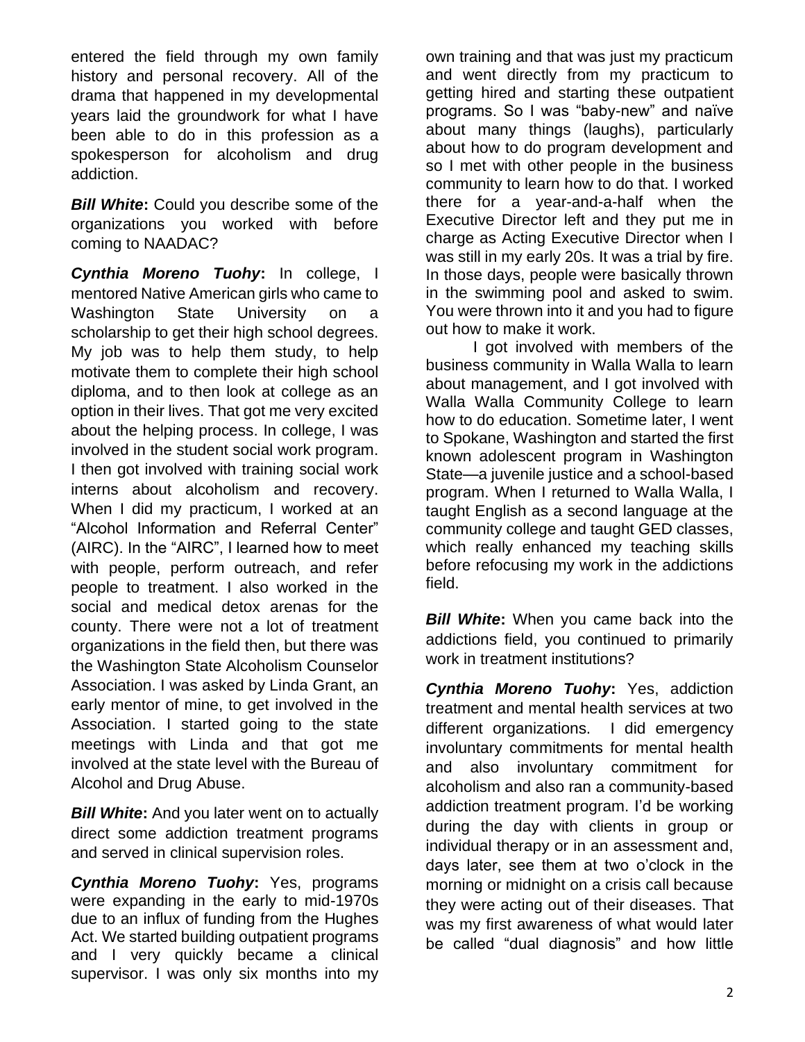entered the field through my own family history and personal recovery. All of the drama that happened in my developmental years laid the groundwork for what I have been able to do in this profession as a spokesperson for alcoholism and drug addiction.

***Bill White*****:** Could you describe some of the organizations you worked with before coming to NAADAC?

***Cynthia Moreno Tuohy*****:** In college, I mentored Native American girls who came to Washington State University on a scholarship to get their high school degrees. My job was to help them study, to help motivate them to complete their high school diploma, and to then look at college as an option in their lives. That got me very excited about the helping process. In college, I was involved in the student social work program. I then got involved with training social work interns about alcoholism and recovery. When I did my practicum, I worked at an "Alcohol Information and Referral Center" (AIRC). In the "AIRC", I learned how to meet with people, perform outreach, and refer people to treatment. I also worked in the social and medical detox arenas for the county. There were not a lot of treatment organizations in the field then, but there was the Washington State Alcoholism Counselor Association. I was asked by Linda Grant, an early mentor of mine, to get involved in the Association. I started going to the state meetings with Linda and that got me involved at the state level with the Bureau of Alcohol and Drug Abuse.

***Bill White*****:** And you later went on to actually direct some addiction treatment programs and served in clinical supervision roles.

***Cynthia Moreno Tuohy*****:** Yes, programs were expanding in the early to mid-1970s due to an influx of funding from the Hughes Act. We started building outpatient programs and I very quickly became a clinical supervisor. I was only six months into my own training and that was just my practicum and went directly from my practicum to getting hired and starting these outpatient programs. So I was "baby-new" and naïve about many things (laughs), particularly about how to do program development and so I met with other people in the business community to learn how to do that. I worked there for a year-and-a-half when the Executive Director left and they put me in charge as Acting Executive Director when I was still in my early 20s. It was a trial by fire. In those days, people were basically thrown in the swimming pool and asked to swim. You were thrown into it and you had to figure out how to make it work.

I got involved with members of the business community in Walla Walla to learn about management, and I got involved with Walla Walla Community College to learn how to do education. Sometime later, I went to Spokane, Washington and started the first known adolescent program in Washington State—a juvenile justice and a school-based program. When I returned to Walla Walla, I taught English as a second language at the community college and taught GED classes, which really enhanced my teaching skills before refocusing my work in the addictions field.

***Bill White*****:** When you came back into the addictions field, you continued to primarily work in treatment institutions?

***Cynthia Moreno Tuohy*****:** Yes, addiction treatment and mental health services at two different organizations. I did emergency involuntary commitments for mental health and also involuntary commitment for alcoholism and also ran a community-based addiction treatment program. I'd be working during the day with clients in group or individual therapy or in an assessment and, days later, see them at two o'clock in the morning or midnight on a crisis call because they were acting out of their diseases. That was my first awareness of what would later be called "dual diagnosis" and how little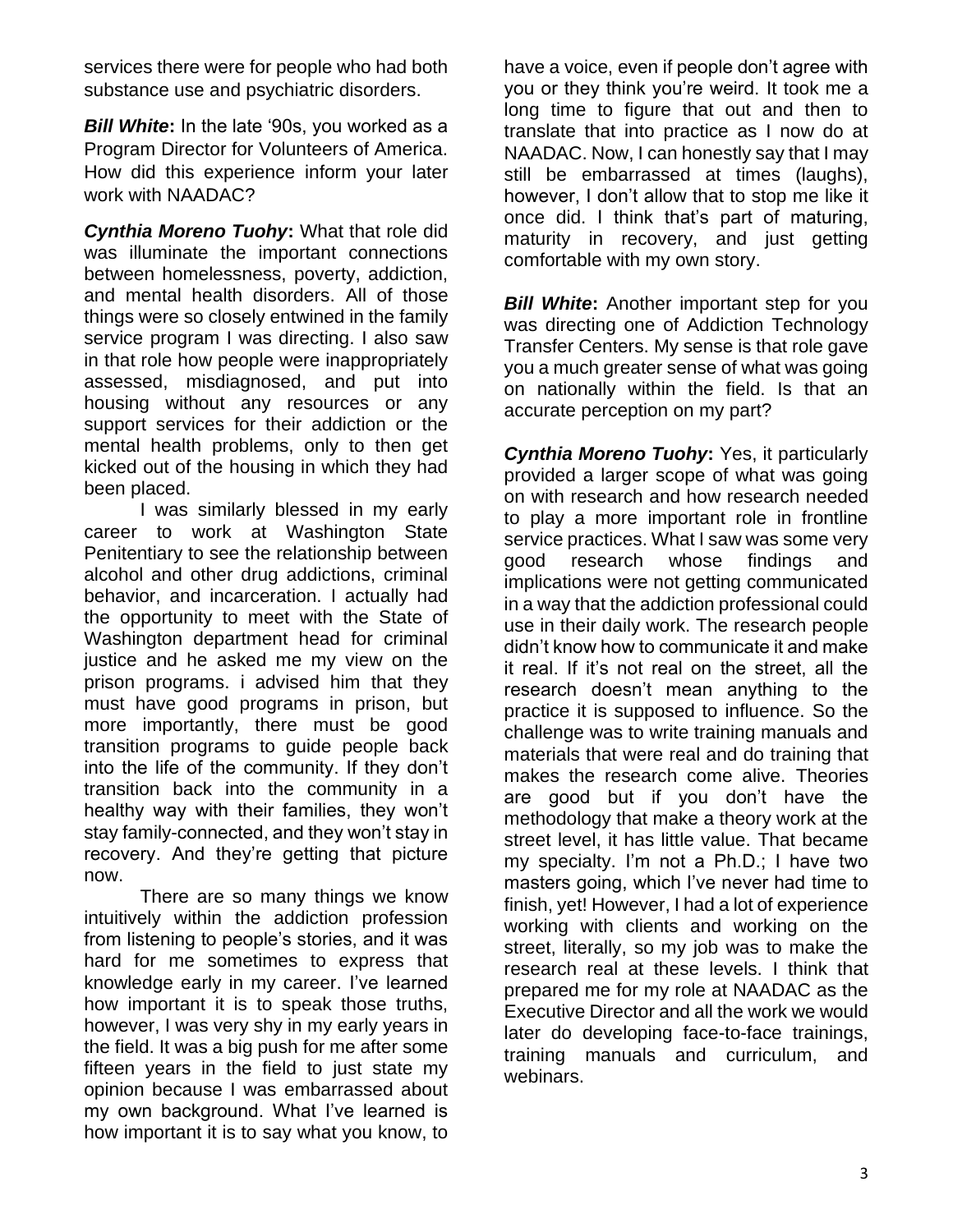services there were for people who had both substance use and psychiatric disorders.

***Bill White*:** In the late '90s, you worked as a Program Director for Volunteers of America. How did this experience inform your later work with NAADAC?

***Cynthia Moreno Tuohy*:** What that role did was illuminate the important connections between homelessness, poverty, addiction, and mental health disorders. All of those things were so closely entwined in the family service program I was directing. I also saw in that role how people were inappropriately assessed, misdiagnosed, and put into housing without any resources or any support services for their addiction or the mental health problems, only to then get kicked out of the housing in which they had been placed.

I was similarly blessed in my early career to work at Washington State Penitentiary to see the relationship between alcohol and other drug addictions, criminal behavior, and incarceration. I actually had the opportunity to meet with the State of Washington department head for criminal justice and he asked me my view on the prison programs. i advised him that they must have good programs in prison, but more importantly, there must be good transition programs to guide people back into the life of the community. If they don't transition back into the community in a healthy way with their families, they won't stay family-connected, and they won't stay in recovery. And they're getting that picture now.

There are so many things we know intuitively within the addiction profession from listening to people's stories, and it was hard for me sometimes to express that knowledge early in my career. I've learned how important it is to speak those truths, however, I was very shy in my early years in the field. It was a big push for me after some fifteen years in the field to just state my opinion because I was embarrassed about my own background. What I've learned is how important it is to say what you know, to have a voice, even if people don't agree with you or they think you're weird. It took me a long time to figure that out and then to translate that into practice as I now do at NAADAC. Now, I can honestly say that I may still be embarrassed at times (laughs), however, I don't allow that to stop me like it once did. I think that's part of maturing, maturity in recovery, and just getting comfortable with my own story.

***Bill White*:** Another important step for you was directing one of Addiction Technology Transfer Centers. My sense is that role gave you a much greater sense of what was going on nationally within the field. Is that an accurate perception on my part?

***Cynthia Moreno Tuohy*:** Yes, it particularly provided a larger scope of what was going on with research and how research needed to play a more important role in frontline service practices. What I saw was some very good research whose findings and implications were not getting communicated in a way that the addiction professional could use in their daily work. The research people didn't know how to communicate it and make it real. If it's not real on the street, all the research doesn't mean anything to the practice it is supposed to influence. So the challenge was to write training manuals and materials that were real and do training that makes the research come alive. Theories are good but if you don't have the methodology that make a theory work at the street level, it has little value. That became my specialty. I'm not a Ph.D.; I have two masters going, which I've never had time to finish, yet! However, I had a lot of experience working with clients and working on the street, literally, so my job was to make the research real at these levels. I think that prepared me for my role at NAADAC as the Executive Director and all the work we would later do developing face-to-face trainings, training manuals and curriculum, and webinars.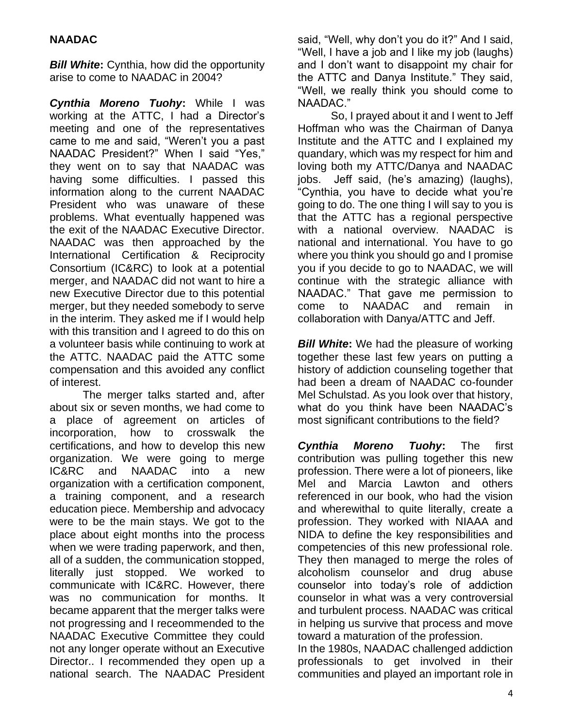## NAADAC

***Bill White*:** Cynthia, how did the opportunity arise to come to NAADAC in 2004?

***Cynthia Moreno Tuohy*:** While I was working at the ATTC, I had a Director's meeting and one of the representatives came to me and said, "Weren't you a past NAADAC President?" When I said "Yes," they went on to say that NAADAC was having some difficulties. I passed this information along to the current NAADAC President who was unaware of these problems. What eventually happened was the exit of the NAADAC Executive Director. NAADAC was then approached by the International Certification & Reciprocity Consortium (IC&RC) to look at a potential merger, and NAADAC did not want to hire a new Executive Director due to this potential merger, but they needed somebody to serve in the interim. They asked me if I would help with this transition and I agreed to do this on a volunteer basis while continuing to work at the ATTC. NAADAC paid the ATTC some compensation and this avoided any conflict of interest.

The merger talks started and, after about six or seven months, we had come to a place of agreement on articles of incorporation, how to crosswalk the certifications, and how to develop this new organization. We were going to merge IC&RC and NAADAC into a new organization with a certification component, a training component, and a research education piece. Membership and advocacy were to be the main stays. We got to the place about eight months into the process when we were trading paperwork, and then, all of a sudden, the communication stopped, literally just stopped. We worked to communicate with IC&RC. However, there was no communication for months. It became apparent that the merger talks were not progressing and I receommended to the NAADAC Executive Committee they could not any longer operate without an Executive Director.. I recommended they open up a national search. The NAADAC President said, "Well, why don't you do it?" And I said, "Well, I have a job and I like my job (laughs) and I don't want to disappoint my chair for the ATTC and Danya Institute." They said, "Well, we really think you should come to NAADAC."

So, I prayed about it and I went to Jeff Hoffman who was the Chairman of Danya Institute and the ATTC and I explained my quandary, which was my respect for him and loving both my ATTC/Danya and NAADAC jobs. Jeff said, (he's amazing) (laughs), "Cynthia, you have to decide what you're going to do. The one thing I will say to you is that the ATTC has a regional perspective with a national overview. NAADAC is national and international. You have to go where you think you should go and I promise you if you decide to go to NAADAC, we will continue with the strategic alliance with NAADAC." That gave me permission to come to NAADAC and remain in collaboration with Danya/ATTC and Jeff.

***Bill White*:** We had the pleasure of working together these last few years on putting a history of addiction counseling together that had been a dream of NAADAC co-founder Mel Schulstad. As you look over that history, what do you think have been NAADAC's most significant contributions to the field?

***Cynthia Moreno Tuohy*:** The first contribution was pulling together this new profession. There were a lot of pioneers, like Mel and Marcia Lawton and others referenced in our book, who had the vision and wherewithal to quite literally, create a profession. They worked with NIAAA and NIDA to define the key responsibilities and competencies of this new professional role. They then managed to merge the roles of alcoholism counselor and drug abuse counselor into today's role of addiction counselor in what was a very controversial and turbulent process. NAADAC was critical in helping us survive that process and move toward a maturation of the profession.

In the 1980s, NAADAC challenged addiction professionals to get involved in their communities and played an important role in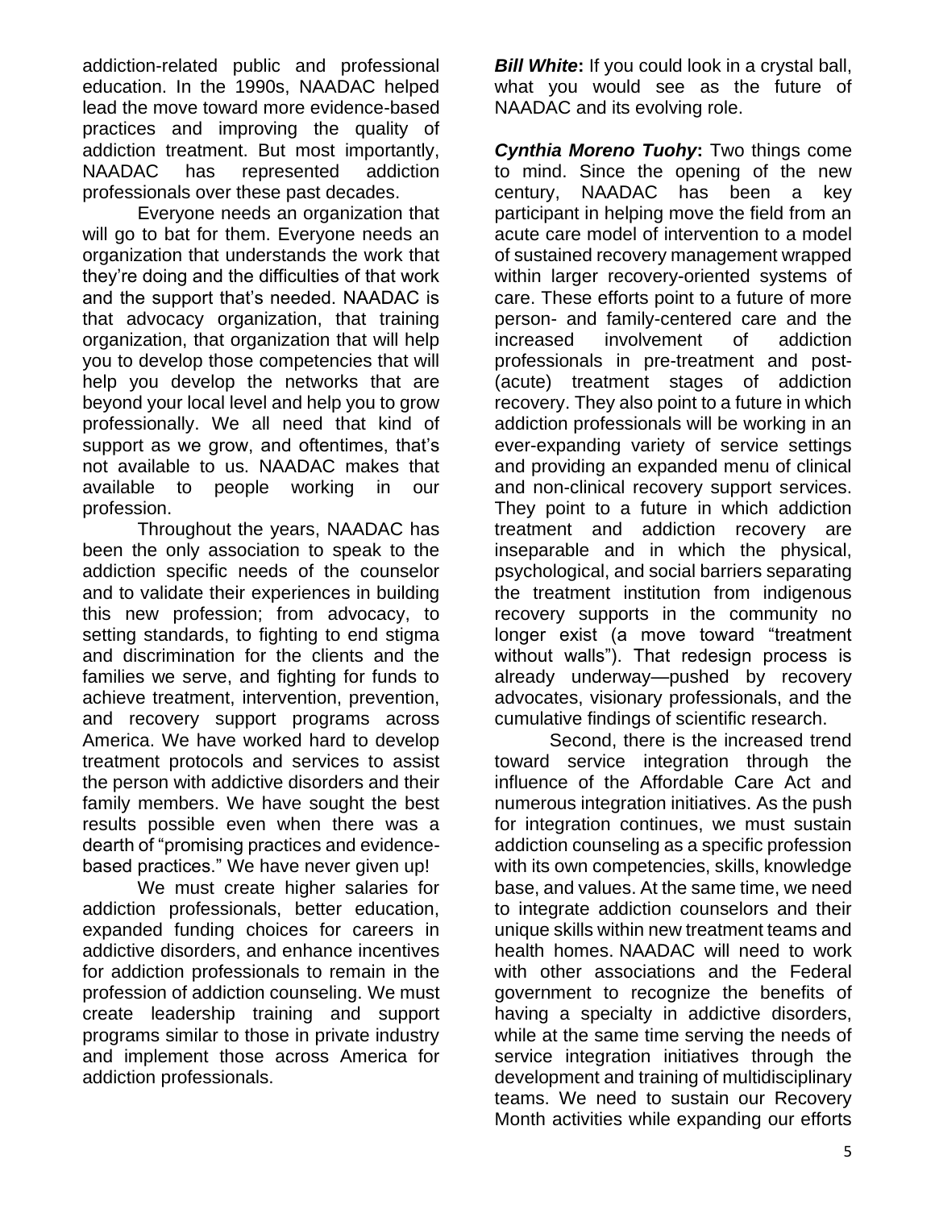addiction-related public and professional education. In the 1990s, NAADAC helped lead the move toward more evidence-based practices and improving the quality of addiction treatment. But most importantly, NAADAC has represented addiction professionals over these past decades.

Everyone needs an organization that will go to bat for them. Everyone needs an organization that understands the work that they're doing and the difficulties of that work and the support that's needed. NAADAC is that advocacy organization, that training organization, that organization that will help you to develop those competencies that will help you develop the networks that are beyond your local level and help you to grow professionally. We all need that kind of support as we grow, and oftentimes, that's not available to us. NAADAC makes that available to people working in our profession.

Throughout the years, NAADAC has been the only association to speak to the addiction specific needs of the counselor and to validate their experiences in building this new profession; from advocacy, to setting standards, to fighting to end stigma and discrimination for the clients and the families we serve, and fighting for funds to achieve treatment, intervention, prevention, and recovery support programs across America. We have worked hard to develop treatment protocols and services to assist the person with addictive disorders and their family members. We have sought the best results possible even when there was a dearth of "promising practices and evidence-based practices." We have never given up!

We must create higher salaries for addiction professionals, better education, expanded funding choices for careers in addictive disorders, and enhance incentives for addiction professionals to remain in the profession of addiction counseling. We must create leadership training and support programs similar to those in private industry and implement those across America for addiction professionals.

***Bill White*:** If you could look in a crystal ball, what you would see as the future of NAADAC and its evolving role.

***Cynthia Moreno Tuohy*:** Two things come to mind. Since the opening of the new century, NAADAC has been a key participant in helping move the field from an acute care model of intervention to a model of sustained recovery management wrapped within larger recovery-oriented systems of care. These efforts point to a future of more person- and family-centered care and the increased involvement of addiction professionals in pre-treatment and post-(acute) treatment stages of addiction recovery. They also point to a future in which addiction professionals will be working in an ever-expanding variety of service settings and providing an expanded menu of clinical and non-clinical recovery support services. They point to a future in which addiction treatment and addiction recovery are inseparable and in which the physical, psychological, and social barriers separating the treatment institution from indigenous recovery supports in the community no longer exist (a move toward "treatment without walls"). That redesign process is already underway—pushed by recovery advocates, visionary professionals, and the cumulative findings of scientific research.

Second, there is the increased trend toward service integration through the influence of the Affordable Care Act and numerous integration initiatives. As the push for integration continues, we must sustain addiction counseling as a specific profession with its own competencies, skills, knowledge base, and values. At the same time, we need to integrate addiction counselors and their unique skills within new treatment teams and health homes. NAADAC will need to work with other associations and the Federal government to recognize the benefits of having a specialty in addictive disorders, while at the same time serving the needs of service integration initiatives through the development and training of multidisciplinary teams. We need to sustain our Recovery Month activities while expanding our efforts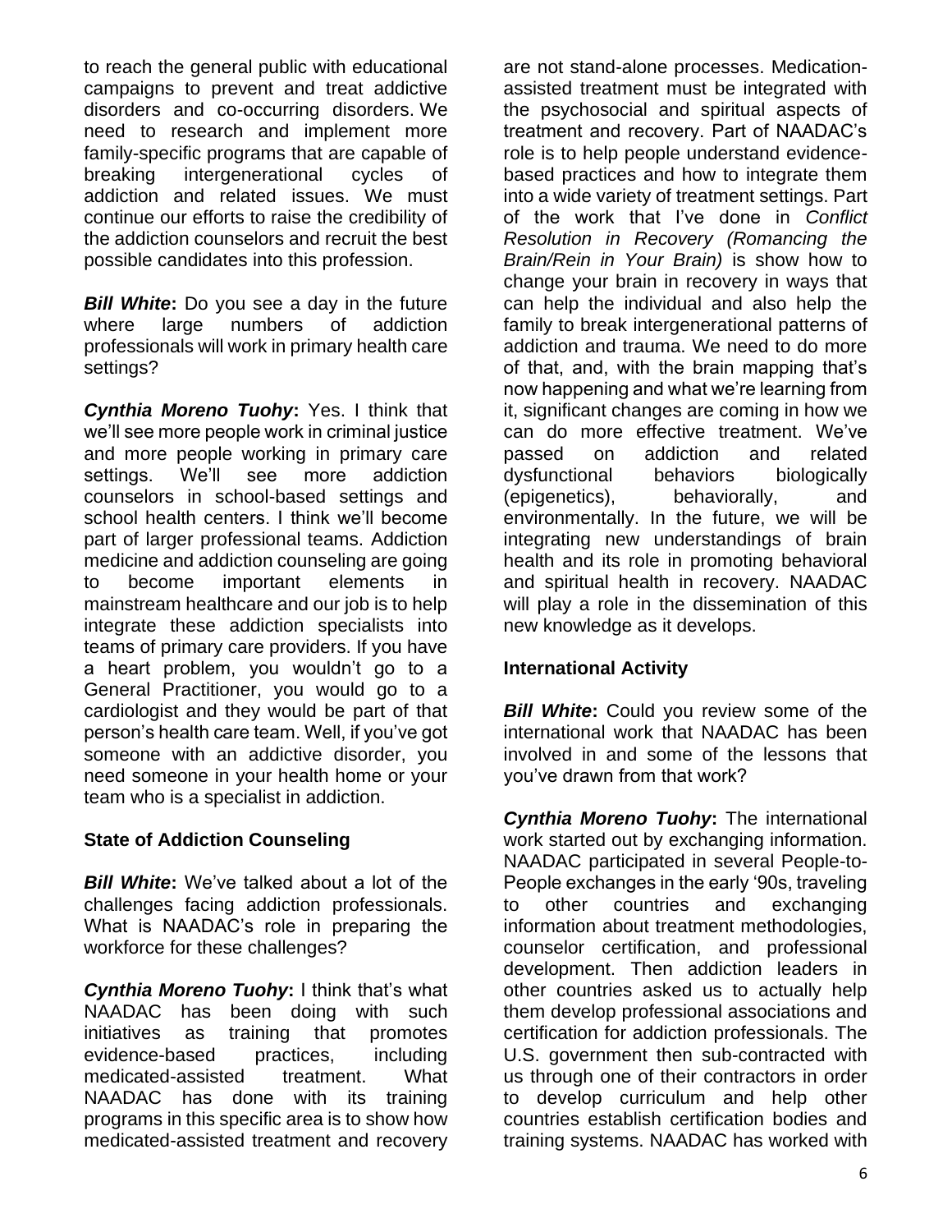to reach the general public with educational campaigns to prevent and treat addictive disorders and co-occurring disorders. We need to research and implement more family-specific programs that are capable of breaking intergenerational cycles of addiction and related issues. We must continue our efforts to raise the credibility of the addiction counselors and recruit the best possible candidates into this profession.

***Bill White*:** Do you see a day in the future where large numbers of addiction professionals will work in primary health care settings?

***Cynthia Moreno Tuohy*:** Yes. I think that we'll see more people work in criminal justice and more people working in primary care settings. We'll see more addiction counselors in school-based settings and school health centers. I think we'll become part of larger professional teams. Addiction medicine and addiction counseling are going to become important elements in mainstream healthcare and our job is to help integrate these addiction specialists into teams of primary care providers. If you have a heart problem, you wouldn't go to a General Practitioner, you would go to a cardiologist and they would be part of that person's health care team. Well, if you've got someone with an addictive disorder, you need someone in your health home or your team who is a specialist in addiction.

### State of Addiction Counseling

***Bill White*:** We've talked about a lot of the challenges facing addiction professionals. What is NAADAC's role in preparing the workforce for these challenges?

***Cynthia Moreno Tuohy*:** I think that's what NAADAC has been doing with such initiatives as training that promotes evidence-based practices, including medicated-assisted treatment. What NAADAC has done with its training programs in this specific area is to show how medicated-assisted treatment and recovery are not stand-alone processes. Medication-assisted treatment must be integrated with the psychosocial and spiritual aspects of treatment and recovery. Part of NAADAC's role is to help people understand evidence-based practices and how to integrate them into a wide variety of treatment settings. Part of the work that I've done in *Conflict Resolution in Recovery (Romancing the Brain/Rein in Your Brain)* is show how to change your brain in recovery in ways that can help the individual and also help the family to break intergenerational patterns of addiction and trauma. We need to do more of that, and, with the brain mapping that's now happening and what we're learning from it, significant changes are coming in how we can do more effective treatment. We've passed on addiction and related dysfunctional behaviors biologically (epigenetics), behaviorally, and environmentally. In the future, we will be integrating new understandings of brain health and its role in promoting behavioral and spiritual health in recovery. NAADAC will play a role in the dissemination of this new knowledge as it develops.

### International Activity

***Bill White*:** Could you review some of the international work that NAADAC has been involved in and some of the lessons that you've drawn from that work?

***Cynthia Moreno Tuohy*:** The international work started out by exchanging information. NAADAC participated in several People-to-People exchanges in the early '90s, traveling to other countries and exchanging information about treatment methodologies, counselor certification, and professional development. Then addiction leaders in other countries asked us to actually help them develop professional associations and certification for addiction professionals. The U.S. government then sub-contracted with us through one of their contractors in order to develop curriculum and help other countries establish certification bodies and training systems. NAADAC has worked with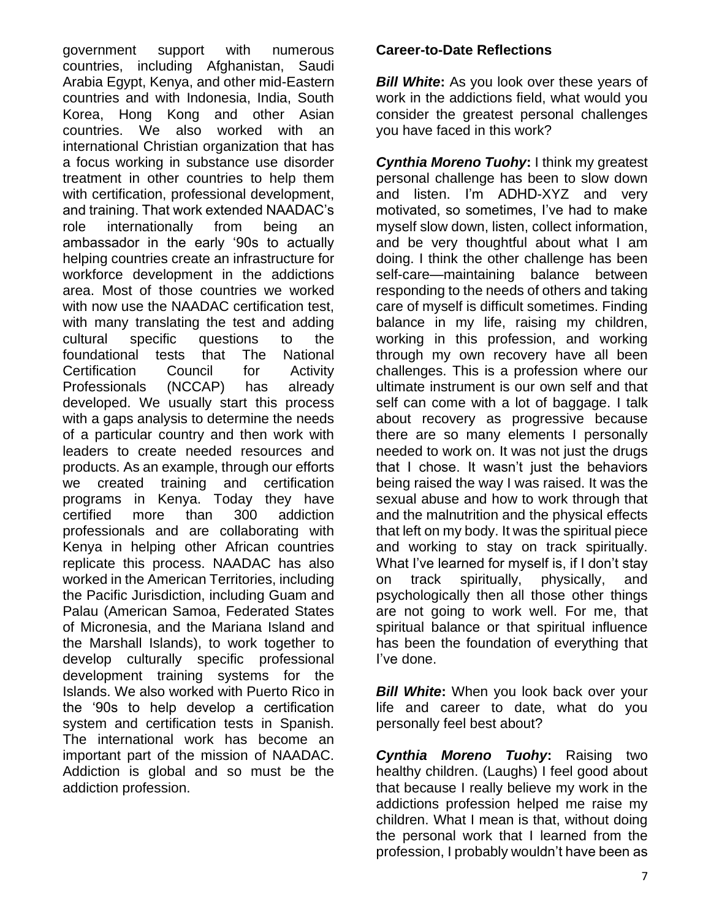government support with numerous countries, including Afghanistan, Saudi Arabia Egypt, Kenya, and other mid-Eastern countries and with Indonesia, India, South Korea, Hong Kong and other Asian countries. We also worked with an international Christian organization that has a focus working in substance use disorder treatment in other countries to help them with certification, professional development, and training. That work extended NAADAC's role internationally from being an ambassador in the early '90s to actually helping countries create an infrastructure for workforce development in the addictions area. Most of those countries we worked with now use the NAADAC certification test, with many translating the test and adding cultural specific questions to the foundational tests that The National Certification Council for Activity Professionals (NCCAP) has already developed. We usually start this process with a gaps analysis to determine the needs of a particular country and then work with leaders to create needed resources and products. As an example, through our efforts we created training and certification programs in Kenya. Today they have certified more than 300 addiction professionals and are collaborating with Kenya in helping other African countries replicate this process. NAADAC has also worked in the American Territories, including the Pacific Jurisdiction, including Guam and Palau (American Samoa, Federated States of Micronesia, and the Mariana Island and the Marshall Islands), to work together to develop culturally specific professional development training systems for the Islands. We also worked with Puerto Rico in the '90s to help develop a certification system and certification tests in Spanish. The international work has become an important part of the mission of NAADAC. Addiction is global and so must be the addiction profession.

**Career-to-Date Reflections**

***Bill White*:** As you look over these years of work in the addictions field, what would you consider the greatest personal challenges you have faced in this work?

***Cynthia Moreno Tuohy*:** I think my greatest personal challenge has been to slow down and listen. I'm ADHD-XYZ and very motivated, so sometimes, I've had to make myself slow down, listen, collect information, and be very thoughtful about what I am doing. I think the other challenge has been self-care—maintaining balance between responding to the needs of others and taking care of myself is difficult sometimes. Finding balance in my life, raising my children, working in this profession, and working through my own recovery have all been challenges. This is a profession where our ultimate instrument is our own self and that self can come with a lot of baggage. I talk about recovery as progressive because there are so many elements I personally needed to work on. It was not just the drugs that I chose. It wasn't just the behaviors being raised the way I was raised. It was the sexual abuse and how to work through that and the malnutrition and the physical effects that left on my body. It was the spiritual piece and working to stay on track spiritually. What I've learned for myself is, if I don't stay on track spiritually, physically, and psychologically then all those other things are not going to work well. For me, that spiritual balance or that spiritual influence has been the foundation of everything that I've done.

***Bill White*:** When you look back over your life and career to date, what do you personally feel best about?

***Cynthia Moreno Tuohy*:** Raising two healthy children. (Laughs) I feel good about that because I really believe my work in the addictions profession helped me raise my children. What I mean is that, without doing the personal work that I learned from the profession, I probably wouldn't have been as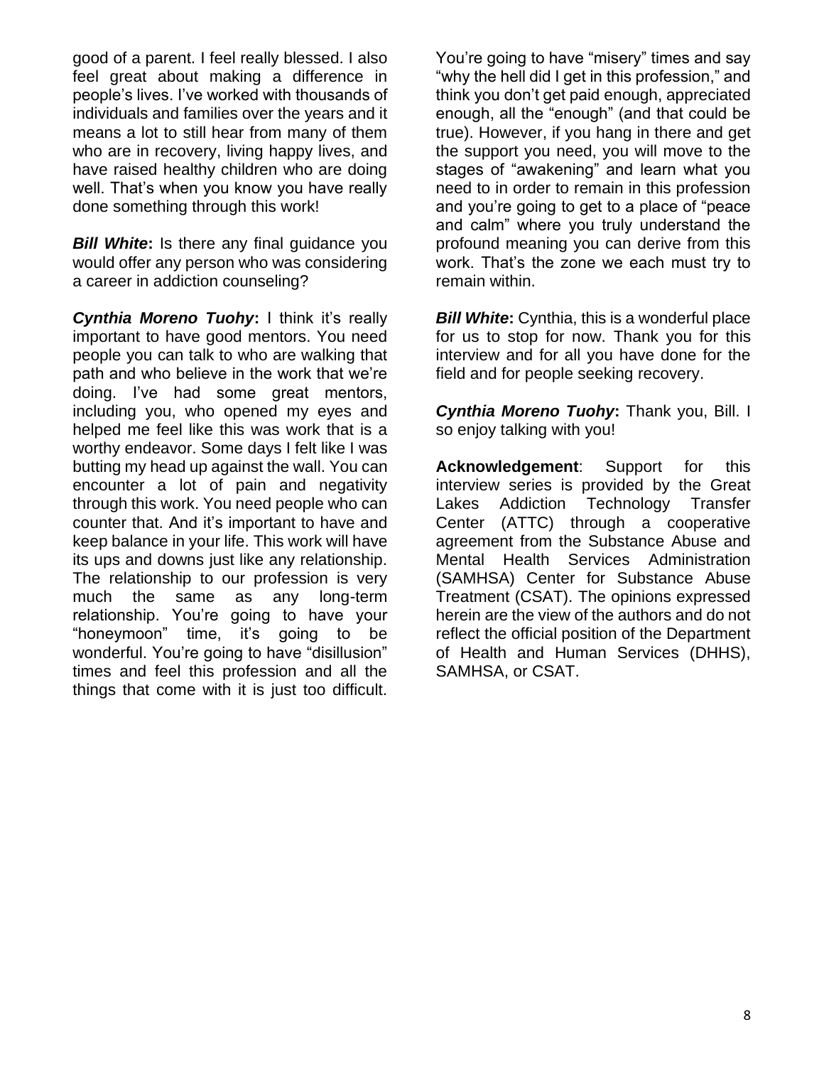good of a parent. I feel really blessed. I also feel great about making a difference in people's lives. I've worked with thousands of individuals and families over the years and it means a lot to still hear from many of them who are in recovery, living happy lives, and have raised healthy children who are doing well. That's when you know you have really done something through this work!

***Bill White*:** Is there any final guidance you would offer any person who was considering a career in addiction counseling?

***Cynthia Moreno Tuohy*:** I think it's really important to have good mentors. You need people you can talk to who are walking that path and who believe in the work that we're doing. I've had some great mentors, including you, who opened my eyes and helped me feel like this was work that is a worthy endeavor. Some days I felt like I was butting my head up against the wall. You can encounter a lot of pain and negativity through this work. You need people who can counter that. And it's important to have and keep balance in your life. This work will have its ups and downs just like any relationship. The relationship to our profession is very much the same as any long-term relationship. You're going to have your "honeymoon" time, it's going to be wonderful. You're going to have "disillusion" times and feel this profession and all the things that come with it is just too difficult. You're going to have "misery" times and say "why the hell did I get in this profession," and think you don't get paid enough, appreciated enough, all the "enough" (and that could be true). However, if you hang in there and get the support you need, you will move to the stages of "awakening" and learn what you need to in order to remain in this profession and you're going to get to a place of "peace and calm" where you truly understand the profound meaning you can derive from this work. That's the zone we each must try to remain within.

***Bill White*:** Cynthia, this is a wonderful place for us to stop for now. Thank you for this interview and for all you have done for the field and for people seeking recovery.

***Cynthia Moreno Tuohy*:** Thank you, Bill. I so enjoy talking with you!

**Acknowledgement**: Support for this interview series is provided by the Great Lakes Addiction Technology Transfer Center (ATTC) through a cooperative agreement from the Substance Abuse and Mental Health Services Administration (SAMHSA) Center for Substance Abuse Treatment (CSAT). The opinions expressed herein are the view of the authors and do not reflect the official position of the Department of Health and Human Services (DHHS), SAMHSA, or CSAT.